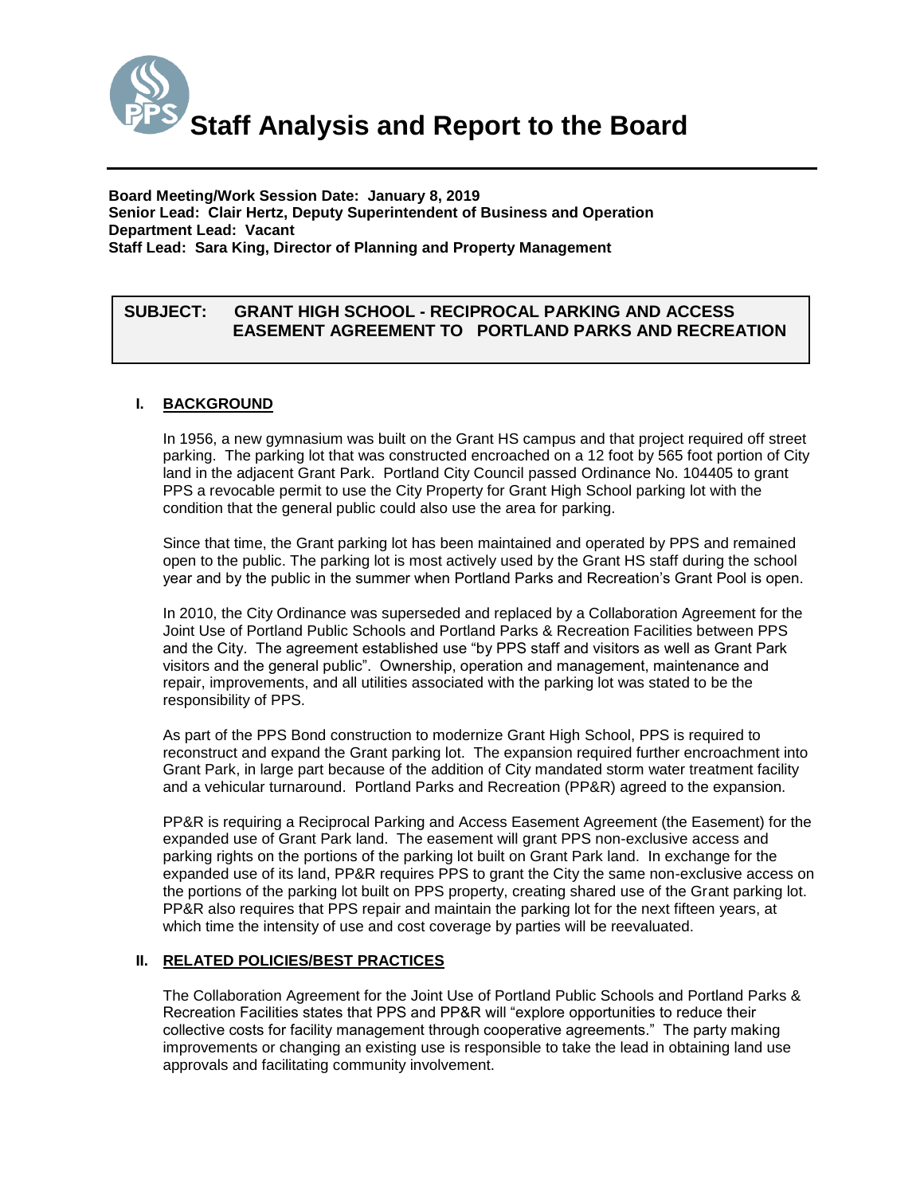# Staff Analysis and Report to the Board

**Board Meeting/Work Session Date: January 8, 2019**
**Senior Lead: Clair Hertz, Deputy Superintendent of Business and Operation**
**Department Lead: Vacant**
**Staff Lead: Sara King, Director of Planning and Property Management**

**SUBJECT: GRANT HIGH SCHOOL - RECIPROCAL PARKING AND ACCESS EASEMENT AGREEMENT TO PORTLAND PARKS AND RECREATION**

## I. BACKGROUND

In 1956, a new gymnasium was built on the Grant HS campus and that project required off street parking. The parking lot that was constructed encroached on a 12 foot by 565 foot portion of City land in the adjacent Grant Park. Portland City Council passed Ordinance No. 104405 to grant PPS a revocable permit to use the City Property for Grant High School parking lot with the condition that the general public could also use the area for parking.

Since that time, the Grant parking lot has been maintained and operated by PPS and remained open to the public. The parking lot is most actively used by the Grant HS staff during the school year and by the public in the summer when Portland Parks and Recreation's Grant Pool is open.

In 2010, the City Ordinance was superseded and replaced by a Collaboration Agreement for the Joint Use of Portland Public Schools and Portland Parks & Recreation Facilities between PPS and the City. The agreement established use "by PPS staff and visitors as well as Grant Park visitors and the general public". Ownership, operation and management, maintenance and repair, improvements, and all utilities associated with the parking lot was stated to be the responsibility of PPS.

As part of the PPS Bond construction to modernize Grant High School, PPS is required to reconstruct and expand the Grant parking lot. The expansion required further encroachment into Grant Park, in large part because of the addition of City mandated storm water treatment facility and a vehicular turnaround. Portland Parks and Recreation (PP&R) agreed to the expansion.

PP&R is requiring a Reciprocal Parking and Access Easement Agreement (the Easement) for the expanded use of Grant Park land. The easement will grant PPS non-exclusive access and parking rights on the portions of the parking lot built on Grant Park land. In exchange for the expanded use of its land, PP&R requires PPS to grant the City the same non-exclusive access on the portions of the parking lot built on PPS property, creating shared use of the Grant parking lot. PP&R also requires that PPS repair and maintain the parking lot for the next fifteen years, at which time the intensity of use and cost coverage by parties will be reevaluated.

## II. RELATED POLICIES/BEST PRACTICES

The Collaboration Agreement for the Joint Use of Portland Public Schools and Portland Parks & Recreation Facilities states that PPS and PP&R will "explore opportunities to reduce their collective costs for facility management through cooperative agreements." The party making improvements or changing an existing use is responsible to take the lead in obtaining land use approvals and facilitating community involvement.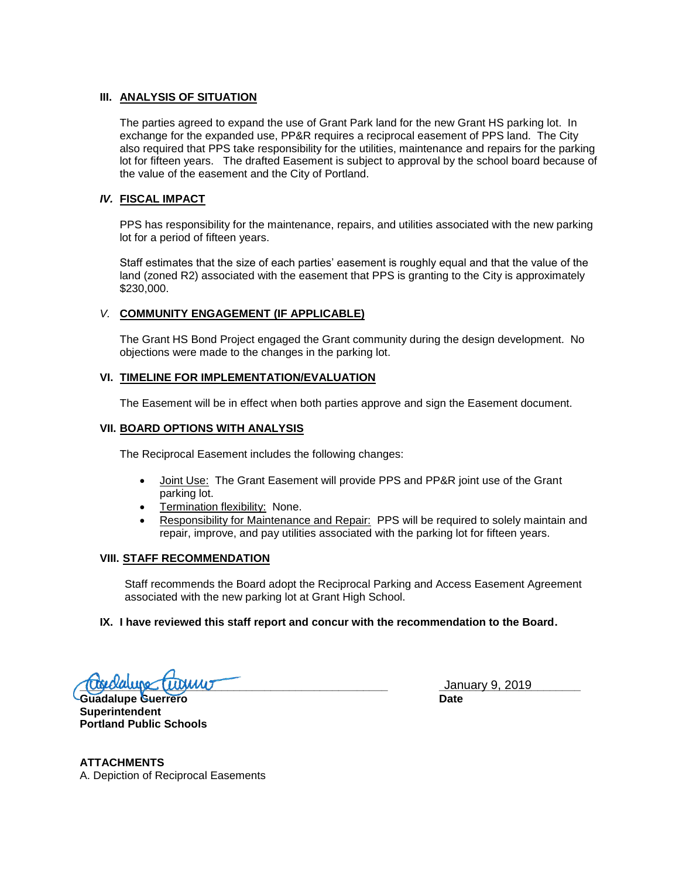### III. ANALYSIS OF SITUATION

The parties agreed to expand the use of Grant Park land for the new Grant HS parking lot. In exchange for the expanded use, PP&R requires a reciprocal easement of PPS land. The City also required that PPS take responsibility for the utilities, maintenance and repairs for the parking lot for fifteen years. The drafted Easement is subject to approval by the school board because of the value of the easement and the City of Portland.

### *IV.* FISCAL IMPACT

PPS has responsibility for the maintenance, repairs, and utilities associated with the new parking lot for a period of fifteen years.

Staff estimates that the size of each parties' easement is roughly equal and that the value of the land (zoned R2) associated with the easement that PPS is granting to the City is approximately $230,000.

### *V.* COMMUNITY ENGAGEMENT (IF APPLICABLE)

The Grant HS Bond Project engaged the Grant community during the design development. No objections were made to the changes in the parking lot.

### VI. TIMELINE FOR IMPLEMENTATION/EVALUATION

The Easement will be in effect when both parties approve and sign the Easement document.

### VII. BOARD OPTIONS WITH ANALYSIS

The Reciprocal Easement includes the following changes:

- Joint Use: The Grant Easement will provide PPS and PP&R joint use of the Grant parking lot.
- Termination flexibility: None.
- Responsibility for Maintenance and Repair: PPS will be required to solely maintain and repair, improve, and pay utilities associated with the parking lot for fifteen years.

### VIII. STAFF RECOMMENDATION

Staff recommends the Board adopt the Reciprocal Parking and Access Easement Agreement associated with the new parking lot at Grant High School.

### IX. I have reviewed this staff report and concur with the recommendation to the Board.

[Signature]

**Guadalupe Guerrero**
**Superintendent**
**Portland Public Schools**

January 9, 2019
**Date**

**ATTACHMENTS**
A. Depiction of Reciprocal Easements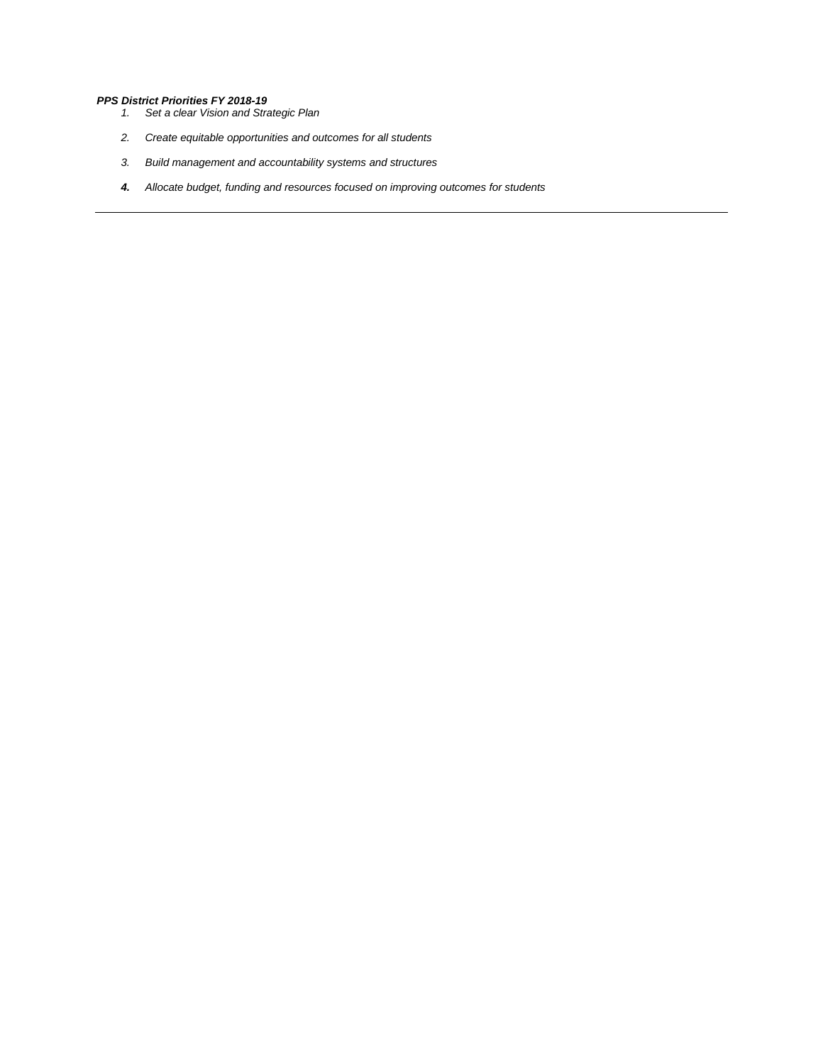***PPS District Priorities FY 2018-19***

1. *Set a clear Vision and Strategic Plan*
2. *Create equitable opportunities and outcomes for all students*
3. *Build management and accountability systems and structures*
4. *Allocate budget, funding and resources focused on improving outcomes for students*

---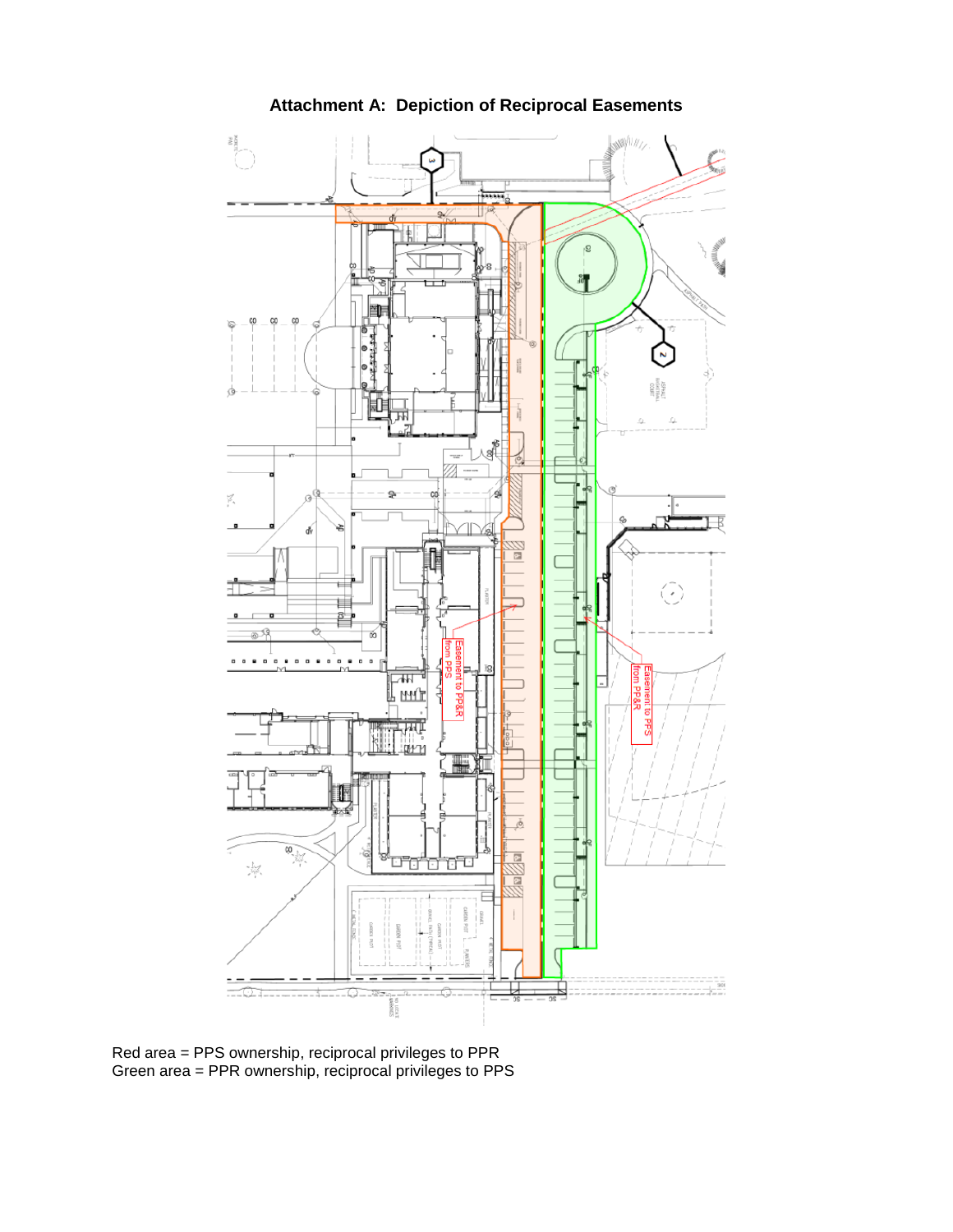**Attachment A: Depiction of Reciprocal Easements**

Easement to PP&R from PPS

Easement to PPS from PP&R

Red area = PPS ownership, reciprocal privileges to PPR
Green area = PPR ownership, reciprocal privileges to PPS